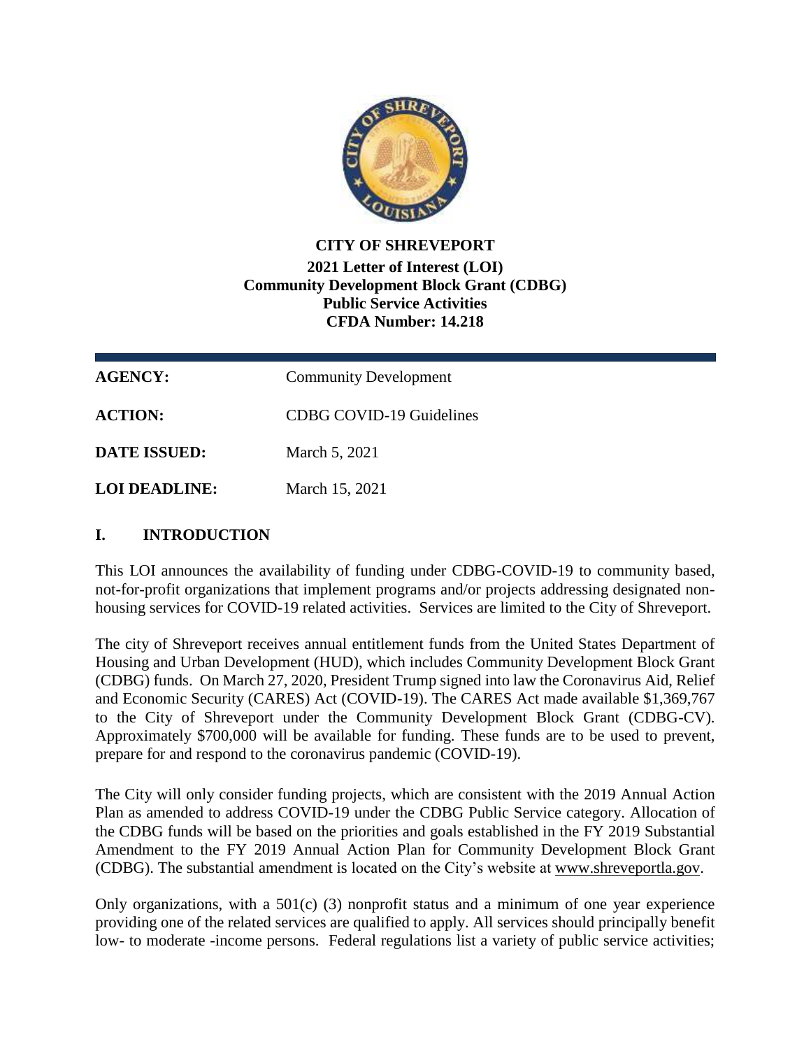**CITY OF SHREVEPORT**

**2021 Letter of Interest (LOI)**
**Community Development Block Grant (CDBG)**
**Public Service Activities**
**CFDA Number: 14.218**

| | |
|---|---|
| **AGENCY:** | Community Development |
| **ACTION:** | CDBG COVID-19 Guidelines |
| **DATE ISSUED:** | March 5, 2021 |
| **LOI DEADLINE:** | March 15, 2021 |

## I. INTRODUCTION

This LOI announces the availability of funding under CDBG-COVID-19 to community based, not-for-profit organizations that implement programs and/or projects addressing designated non-housing services for COVID-19 related activities. Services are limited to the City of Shreveport.

The city of Shreveport receives annual entitlement funds from the United States Department of Housing and Urban Development (HUD), which includes Community Development Block Grant (CDBG) funds. On March 27, 2020, President Trump signed into law the Coronavirus Aid, Relief and Economic Security (CARES) Act (COVID-19). The CARES Act made available $1,369,767 to the City of Shreveport under the Community Development Block Grant (CDBG-CV). Approximately $700,000 will be available for funding. These funds are to be used to prevent, prepare for and respond to the coronavirus pandemic (COVID-19).

The City will only consider funding projects, which are consistent with the 2019 Annual Action Plan as amended to address COVID-19 under the CDBG Public Service category. Allocation of the CDBG funds will be based on the priorities and goals established in the FY 2019 Substantial Amendment to the FY 2019 Annual Action Plan for Community Development Block Grant (CDBG). The substantial amendment is located on the City's website at www.shreveportla.gov.

Only organizations, with a 501(c) (3) nonprofit status and a minimum of one year experience providing one of the related services are qualified to apply. All services should principally benefit low- to moderate -income persons. Federal regulations list a variety of public service activities;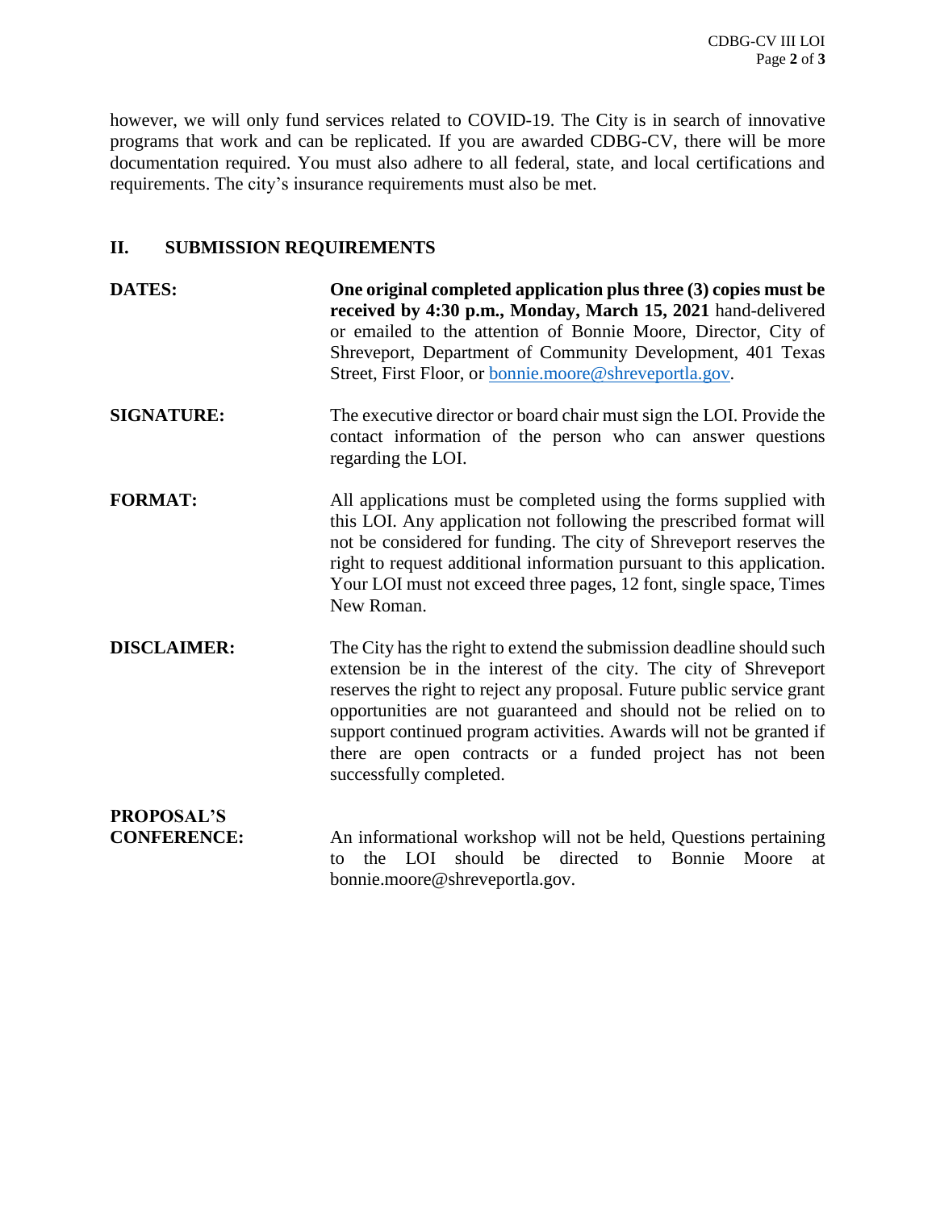however, we will only fund services related to COVID-19. The City is in search of innovative programs that work and can be replicated. If you are awarded CDBG-CV, there will be more documentation required. You must also adhere to all federal, state, and local certifications and requirements. The city's insurance requirements must also be met.

## II. SUBMISSION REQUIREMENTS

**DATES:** **One original completed application plus three (3) copies must be received by 4:30 p.m., Monday, March 15, 2021** hand-delivered or emailed to the attention of Bonnie Moore, Director, City of Shreveport, Department of Community Development, 401 Texas Street, First Floor, or bonnie.moore@shreveportla.gov.

**SIGNATURE:** The executive director or board chair must sign the LOI. Provide the contact information of the person who can answer questions regarding the LOI.

**FORMAT:** All applications must be completed using the forms supplied with this LOI. Any application not following the prescribed format will not be considered for funding. The city of Shreveport reserves the right to request additional information pursuant to this application. Your LOI must not exceed three pages, 12 font, single space, Times New Roman.

**DISCLAIMER:** The City has the right to extend the submission deadline should such extension be in the interest of the city. The city of Shreveport reserves the right to reject any proposal. Future public service grant opportunities are not guaranteed and should not be relied on to support continued program activities. Awards will not be granted if there are open contracts or a funded project has not been successfully completed.

**PROPOSAL'S CONFERENCE:** An informational workshop will not be held, Questions pertaining to the LOI should be directed to Bonnie Moore at bonnie.moore@shreveportla.gov.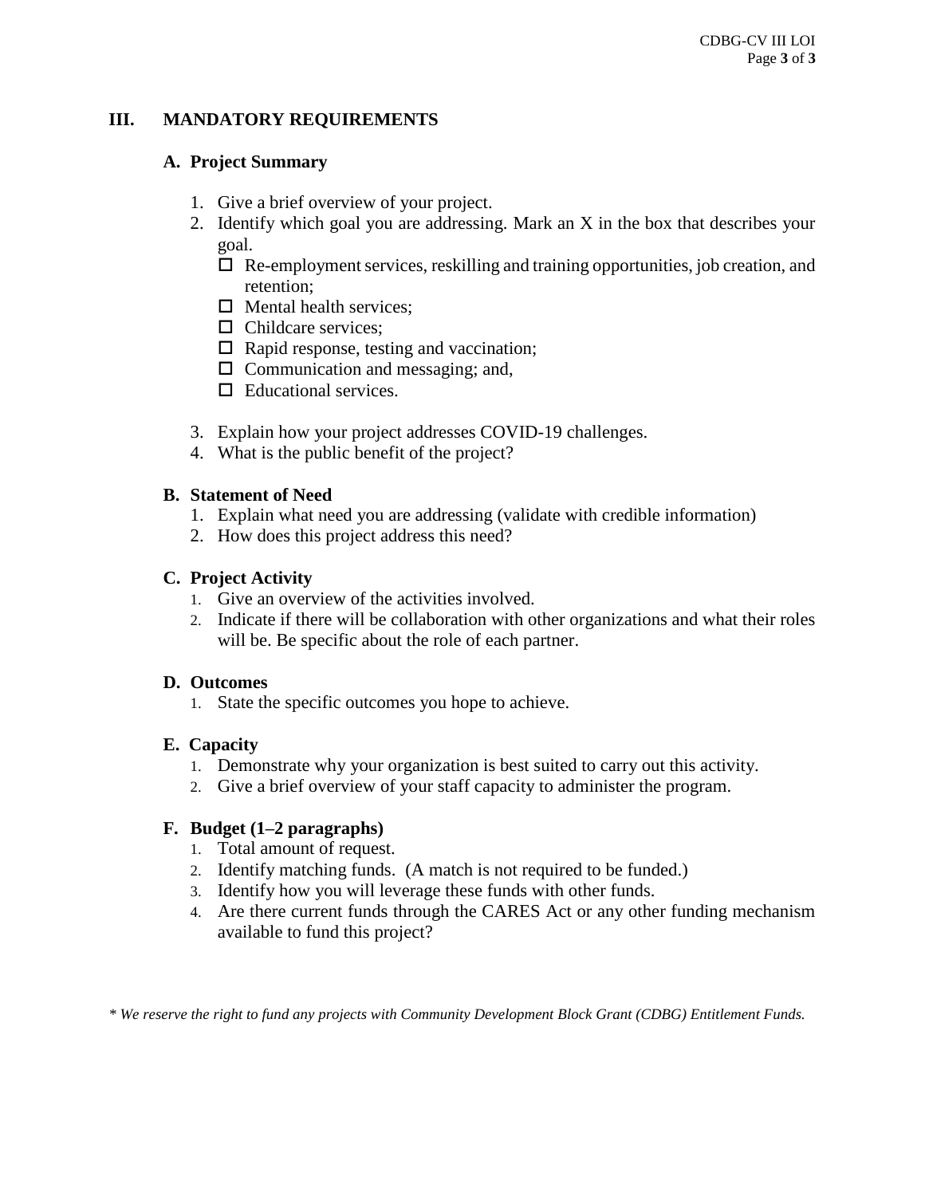## III. MANDATORY REQUIREMENTS

### A. Project Summary

1. Give a brief overview of your project.
2. Identify which goal you are addressing. Mark an X in the box that describes your goal.
   - ☐ Re-employment services, reskilling and training opportunities, job creation, and retention;
   - ☐ Mental health services;
   - ☐ Childcare services;
   - ☐ Rapid response, testing and vaccination;
   - ☐ Communication and messaging; and,
   - ☐ Educational services.
3. Explain how your project addresses COVID-19 challenges.
4. What is the public benefit of the project?

### B. Statement of Need

1. Explain what need you are addressing (validate with credible information)
2. How does this project address this need?

### C. Project Activity

1. Give an overview of the activities involved.
2. Indicate if there will be collaboration with other organizations and what their roles will be. Be specific about the role of each partner.

### D. Outcomes

1. State the specific outcomes you hope to achieve.

### E. Capacity

1. Demonstrate why your organization is best suited to carry out this activity.
2. Give a brief overview of your staff capacity to administer the program.

### F. Budget (1–2 paragraphs)

1. Total amount of request.
2. Identify matching funds. (A match is not required to be funded.)
3. Identify how you will leverage these funds with other funds.
4. Are there current funds through the CARES Act or any other funding mechanism available to fund this project?

*\* We reserve the right to fund any projects with Community Development Block Grant (CDBG) Entitlement Funds.*